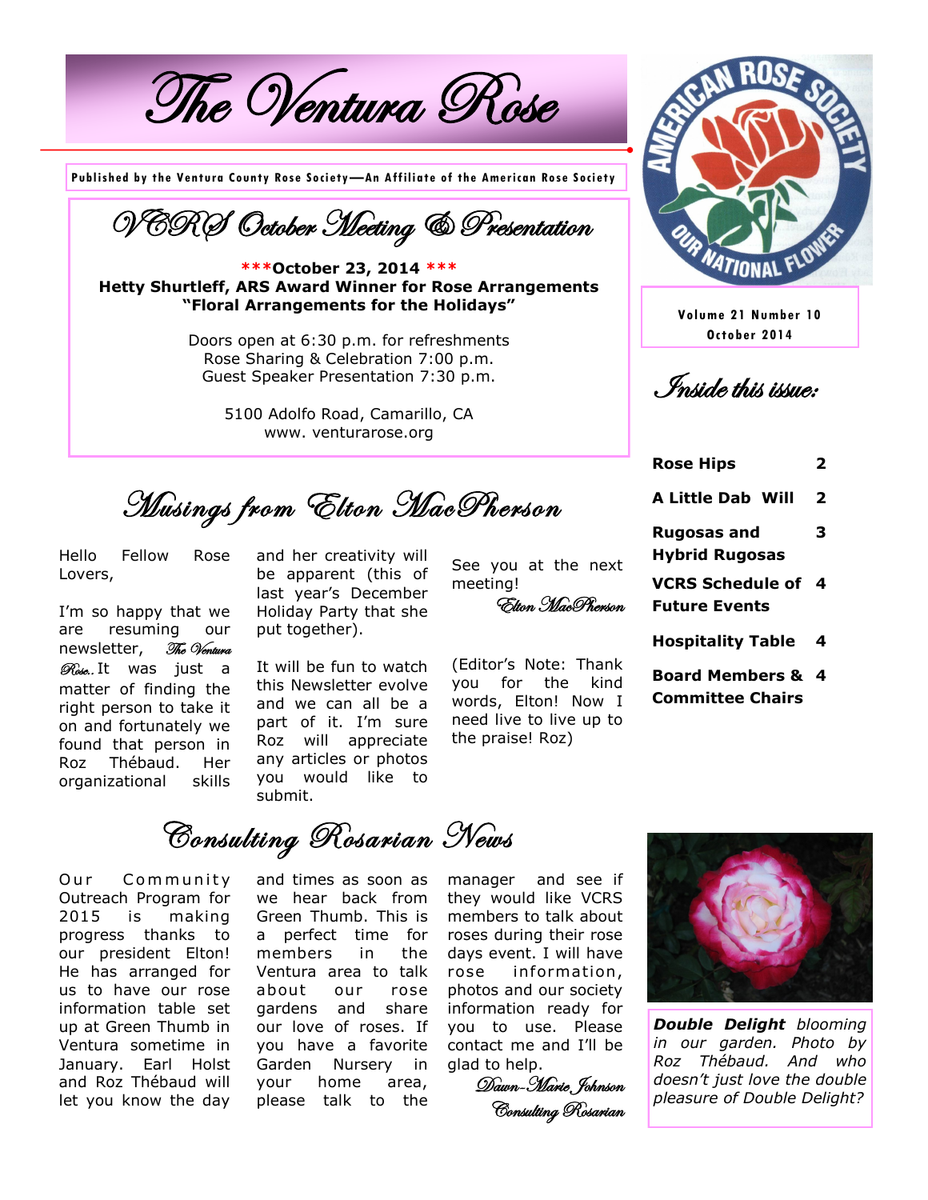# The Ventura Rose

**Published by the Ventura County Rose Society—An Affiliate of the American Rose Society**

Volume 21 Number 10
October 2014

## VCRS October Meeting & Presentation

**\*\*\*October 23, 2014 \*\*\***
**Hetty Shurtleff, ARS Award Winner for Rose Arrangements**
**"Floral Arrangements for the Holidays"**

Doors open at 6:30 p.m. for refreshments
Rose Sharing & Celebration 7:00 p.m.
Guest Speaker Presentation 7:30 p.m.

5100 Adolfo Road, Camarillo, CA
www. venturarose.org

## Inside this issue:

| | |
|---|---|
| **Rose Hips** | **2** |
| **A Little Dab Will** | **2** |
| **Rugosas and Hybrid Rugosas** | **3** |
| **VCRS Schedule of Future Events** | **4** |
| **Hospitality Table** | **4** |
| **Board Members & Committee Chairs** | **4** |

## Musings from Elton MacPherson

Hello Fellow Rose Lovers,

I'm so happy that we are resuming our newsletter, *The Ventura Rose.*. It was just a matter of finding the right person to take it on and fortunately we found that person in Roz Thébaud. Her organizational skills and her creativity will be apparent (this of last year's December Holiday Party that she put together).

It will be fun to watch this Newsletter evolve and we can all be a part of it. I'm sure Roz will appreciate any articles or photos you would like to submit.

See you at the next meeting!

*Elton MacPherson*

(Editor's Note: Thank you for the kind words, Elton! Now I need live to live up to the praise! Roz)

## Consulting Rosarian News

Our Community Outreach Program for 2015 is making progress thanks to our president Elton! He has arranged for us to have our rose information table set up at Green Thumb in Ventura sometime in January. Earl Holst and Roz Thébaud will let you know the day and times as soon as we hear back from Green Thumb. This is a perfect time for members in the Ventura area to talk about our rose gardens and share our love of roses. If you have a favorite Garden Nursery in your home area, please talk to the manager and see if they would like VCRS members to talk about roses during their rose days event. I will have rose information, photos and our society information ready for you to use. Please contact me and I'll be glad to help.

*Dawn-Marie Johnson*
*Consulting Rosarian*

***Double Delight*** *blooming in our garden. Photo by Roz Thébaud. And who doesn't just love the double pleasure of Double Delight?*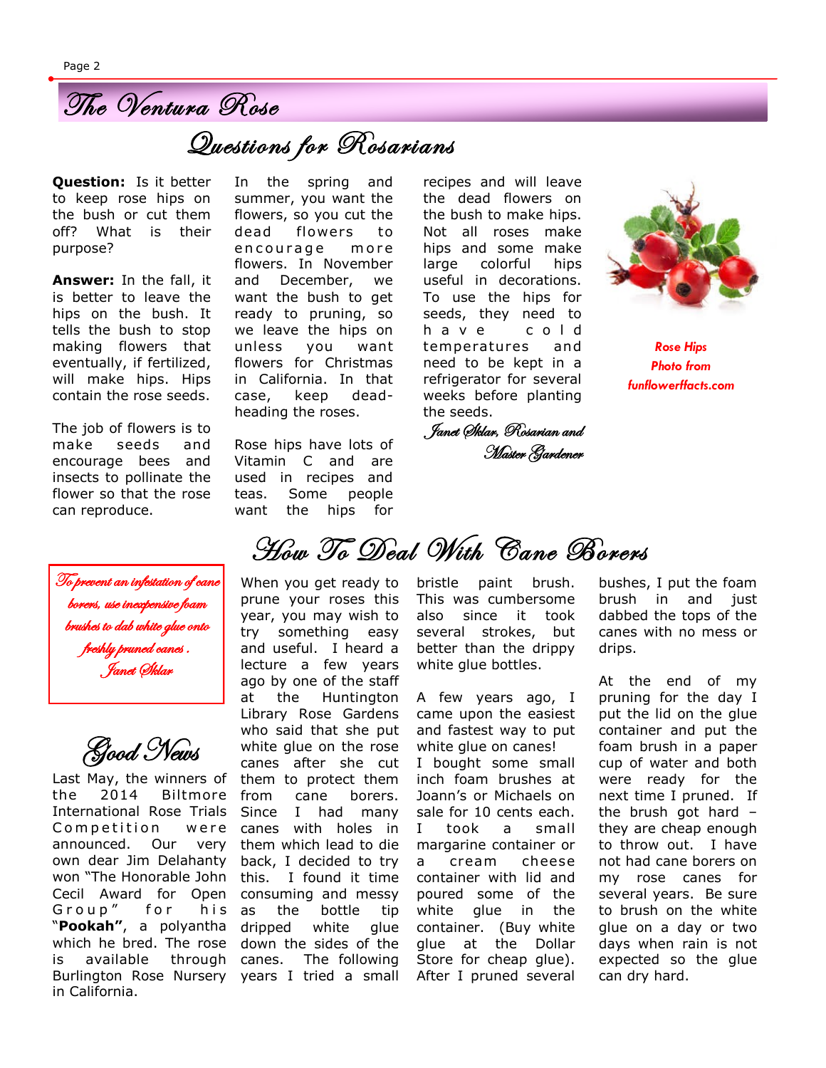# Questions for Rosarians

**Question:** Is it better to keep rose hips on the bush or cut them off? What is their purpose?

**Answer:** In the fall, it is better to leave the hips on the bush. It tells the bush to stop making flowers that eventually, if fertilized, will make hips. Hips contain the rose seeds.

The job of flowers is to make seeds and encourage bees and insects to pollinate the flower so that the rose can reproduce.

In the spring and summer, you want the flowers, so you cut the dead flowers to encourage more flowers. In November and December, we want the bush to get ready to pruning, so we leave the hips on unless you want flowers for Christmas in California. In that case, keep dead-heading the roses.

Rose hips have lots of Vitamin C and are used in recipes and teas. Some people want the hips for recipes and will leave the dead flowers on the bush to make hips. Not all roses make hips and some make large colorful hips useful in decorations. To use the hips for seeds, they need to have cold temperatures and need to be kept in a refrigerator for several weeks before planting the seeds.

*Janet Sklar, Rosarian and Master Gardener*

*Rose Hips Photo from funflowerfacts.com*

# How To Deal With Cane Borers

*To prevent an infestation of cane borers, use inexpensive foam brushes to dab white glue onto freshly pruned canes. Janet Sklar*

When you get ready to prune your roses this year, you may wish to try something easy and useful. I heard a lecture a few years ago by one of the staff at the Huntington Library Rose Gardens who said that she put white glue on the rose canes after she cut them to protect them from cane borers. Since I had many canes with holes in them which lead to die back, I decided to try this. I found it time consuming and messy as the bottle tip dripped white glue down the sides of the canes. The following years I tried a small bristle paint brush. This was cumbersome also since it took several strokes, but better than the drippy white glue bottles.

A few years ago, I came upon the easiest and fastest way to put white glue on canes! I bought some small inch foam brushes at Joann's or Michaels on sale for 10 cents each. I took a small margarine container or a cream cheese container with lid and poured some of the white glue in the container. (Buy white glue at the Dollar Store for cheap glue). After I pruned several bushes, I put the foam brush in and just dabbed the tops of the canes with no mess or drips.

At the end of my pruning for the day I put the lid on the glue container and put the foam brush in a paper cup of water and both were ready for the next time I pruned. If the brush got hard – they are cheap enough to throw out. I have not had cane borers on my rose canes for several years. Be sure to brush on the white glue on a day or two days when rain is not expected so the glue can dry hard.

## Good News

Last May, the winners of the 2014 Biltmore International Rose Trials Competition were announced. Our very own dear Jim Delahanty won "The Honorable John Cecil Award for Open Group" for his "**Pookah**", a polyantha which he bred. The rose is available through Burlington Rose Nursery in California.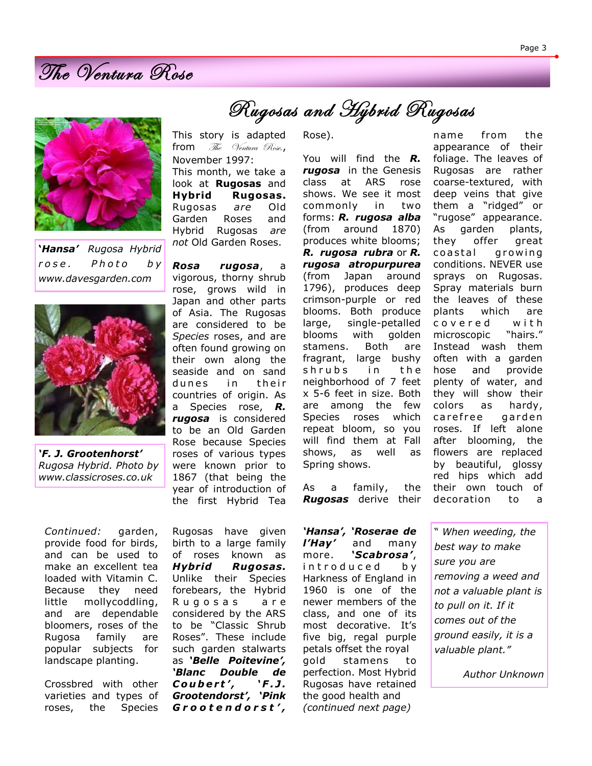# Rugosas and Hybrid Rugosas

*'Hansa'* Rugosa Hybrid rose. Photo by www.davesgarden.com

*'F. J. Grootenhorst'* Rugosa Hybrid. Photo by www.classicroses.co.uk

This story is adapted from *The Ventura Rose*, November 1997:

This month, we take a look at **Rugosas** and **Hybrid Rugosas.** Rugosas *are* Old Garden Roses and Hybrid Rugosas *are not* Old Garden Roses.

***Rosa rugosa***, a vigorous, thorny shrub rose, grows wild in Japan and other parts of Asia. The Rugosas are considered to be *Species* roses, and are often found growing on their own along the seaside and on sand dunes in their countries of origin. As a Species rose, ***R. rugosa*** is considered to be an Old Garden Rose because Species roses of various types were known prior to 1867 (that being the year of introduction of the first Hybrid Tea Rose).

You will find the ***R. rugosa*** in the Genesis class at ARS rose shows. We see it most commonly in two forms: ***R. rugosa alba*** (from around 1870) produces white blooms; ***R. rugosa rubra*** or ***R. rugosa atropurpurea*** (from Japan around 1796), produces deep crimson-purple or red blooms. Both produce large, single-petalled blooms with golden stamens. Both are fragrant, large bushy shrubs in the neighborhood of 7 feet x 5-6 feet in size. Both are among the Species roses which repeat bloom, so you will find them at Fall shows, as well as Spring shows.

As a family, the ***Rugosas*** derive their name from the appearance of their foliage. The leaves of Rugosas are rather coarse-textured, with deep veins that give them a "ridged" or "rugose" appearance. As garden plants, they offer great coastal growing conditions. NEVER use sprays on Rugosas. Spray materials burn the leaves of these plants which are covered with microscopic "hairs." Instead wash them often with a garden hose and provide plenty of water, and they will show their colors as hardy, carefree garden roses. If left alone after blooming, the flowers are replaced by beautiful, glossy red hips which add their own touch of decoration to a

*Continued:* garden, provide food for birds, and can be used to make an excellent tea loaded with Vitamin C. Because they need little mollycoddling, and are dependable bloomers, roses of the Rugosa family are popular subjects for landscape planting.

Crossbred with other varieties and types of roses, the Species Rugosas have given birth to a large family of roses known as ***Hybrid Rugosas.*** Unlike their Species forebears, the Hybrid Rugosas are considered by the ARS to be "Classic Shrub Roses". These include such garden stalwarts as ***'Belle Poitevine', 'Blanc Double de Coubert', 'F.J. Grootendorst', 'Pink Grootendorst', 'Hansa', 'Roserae de l'Hay'*** and many more. ***'Scabrosa'***, introduced by Harkness of England in 1960 is one of the newer members of the class, and one of its most decorative. It's five big, regal purple petals offset the royal gold stamens to perfection. Most Hybrid Rugosas have retained the good health and *(continued next page)*

*" When weeding, the best way to make sure you are removing a weed and not a valuable plant is to pull on it. If it comes out of the ground easily, it is a valuable plant."*

*Author Unknown*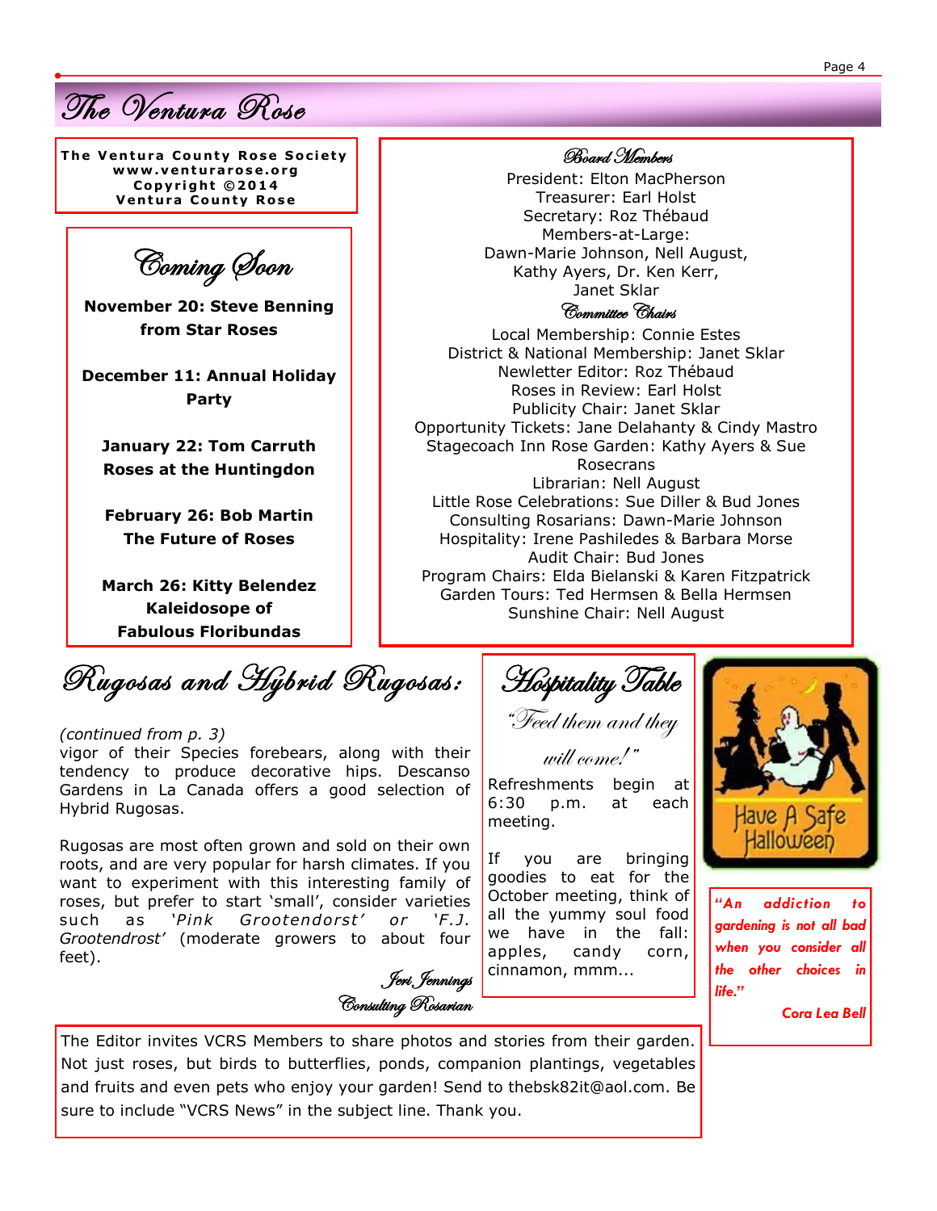# The Ventura Rose

**The Ventura County Rose Society**
**www.venturarose.org**
**Copyright ©2014**
**Ventura County Rose**

## Coming Soon

**November 20: Steve Benning from Star Roses**

**December 11: Annual Holiday Party**

**January 22: Tom Carruth Roses at the Huntingdon**

**February 26: Bob Martin The Future of Roses**

**March 26: Kitty Belendez Kaleidosope of Fabulous Floribundas**

## Board Members

President: Elton MacPherson
Treasurer: Earl Holst
Secretary: Roz Thébaud
Members-at-Large:
Dawn-Marie Johnson, Nell August,
Kathy Ayers, Dr. Ken Kerr,
Janet Sklar

## Committee Chairs

Local Membership: Connie Estes
District & National Membership: Janet Sklar
Newletter Editor: Roz Thébaud
Roses in Review: Earl Holst
Publicity Chair: Janet Sklar
Opportunity Tickets: Jane Delahanty & Cindy Mastro
Stagecoach Inn Rose Garden: Kathy Ayers & Sue Rosecrans
Librarian: Nell August
Little Rose Celebrations: Sue Diller & Bud Jones
Consulting Rosarians: Dawn-Marie Johnson
Hospitality: Irene Pashiledes & Barbara Morse
Audit Chair: Bud Jones
Program Chairs: Elda Bielanski & Karen Fitzpatrick
Garden Tours: Ted Hermsen & Bella Hermsen
Sunshine Chair: Nell August

## Rugosas and Hybrid Rugosas:

*(continued from p. 3)*
vigor of their Species forebears, along with their tendency to produce decorative hips. Descanso Gardens in La Canada offers a good selection of Hybrid Rugosas.

Rugosas are most often grown and sold on their own roots, and are very popular for harsh climates. If you want to experiment with this interesting family of roses, but prefer to start 'small', consider varieties such as *'Pink Grootendorst' or 'F.J. Grootendrost'* (moderate growers to about four feet).

*Jeri Jennings*
*Consulting Rosarian*

## Hospitality Table

*"Feed them and they will come!"*

Refreshments begin at 6:30 p.m. at each meeting.

If you are bringing goodies to eat for the October meeting, think of all the yummy soul food we have in the fall: apples, candy corn, cinnamon, mmm...

Have A Safe Halloween

*"An addiction to gardening is not all bad when you consider all the other choices in life."*

*Cora Lea Bell*

The Editor invites VCRS Members to share photos and stories from their garden. Not just roses, but birds to butterflies, ponds, companion plantings, vegetables and fruits and even pets who enjoy your garden! Send to thebsk82it@aol.com. Be sure to include "VCRS News" in the subject line. Thank you.